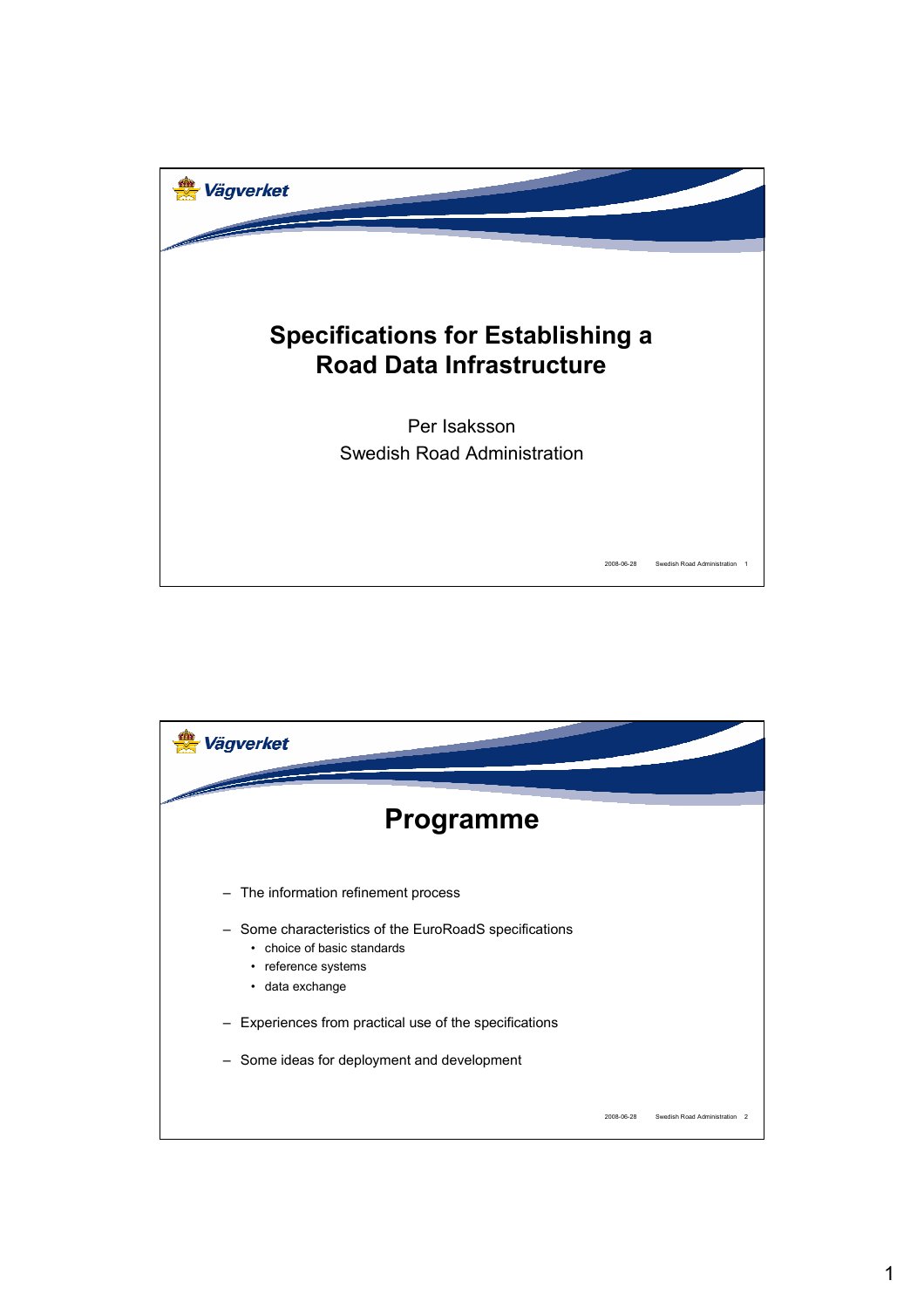Vägverket

# Specifications for Establishing a Road Data Infrastructure

Per Isaksson

Swedish Road Administration

2008-06-28 Swedish Road Administration

---

Vägverket

## Programme

- The information refinement process
- Some characteristics of the EuroRoadS specifications
  - choice of basic standards
  - reference systems
  - data exchange
- Experiences from practical use of the specifications
- Some ideas for deployment and development

2008-06-28 Swedish Road Administration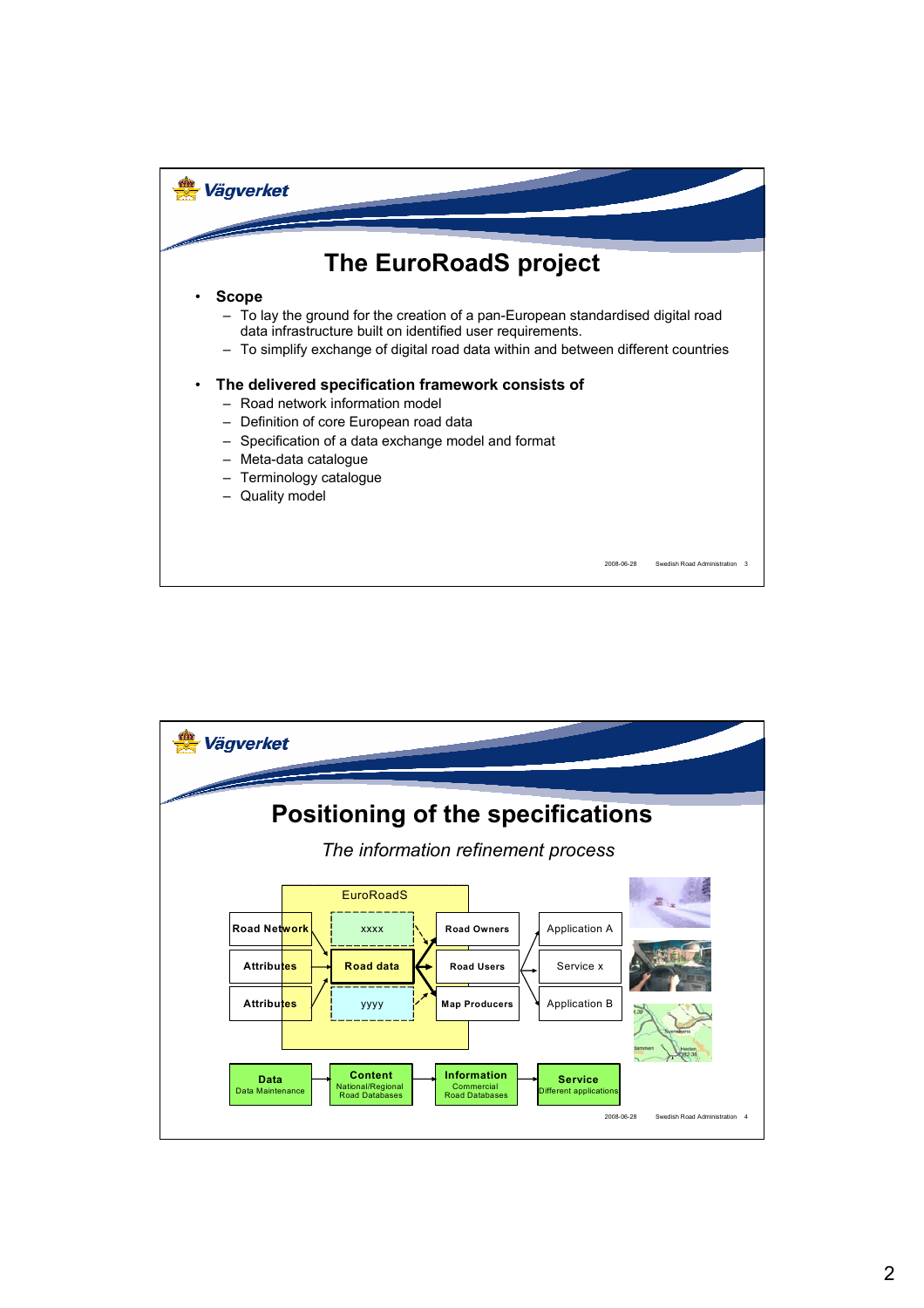# The EuroRoadS project

- **Scope**
  - To lay the ground for the creation of a pan-European standardised digital road data infrastructure built on identified user requirements.
  - To simplify exchange of digital road data within and between different countries
- **The delivered specification framework consists of**
  - Road network information model
  - Definition of core European road data
  - Specification of a data exchange model and format
  - Meta-data catalogue
  - Terminology catalogue
  - Quality model

# Positioning of the specifications

*The information refinement process*

EuroRoadS

Road Network — xxxx — Road Owners — Application A

Attributes — Road data — Road Users — Service x

Attributes — yyyy — Map Producers — Application B

**Data** Data Maintenance → **Content** National/Regional Road Databases → **Information** Commercial Road Databases → **Service** Different applications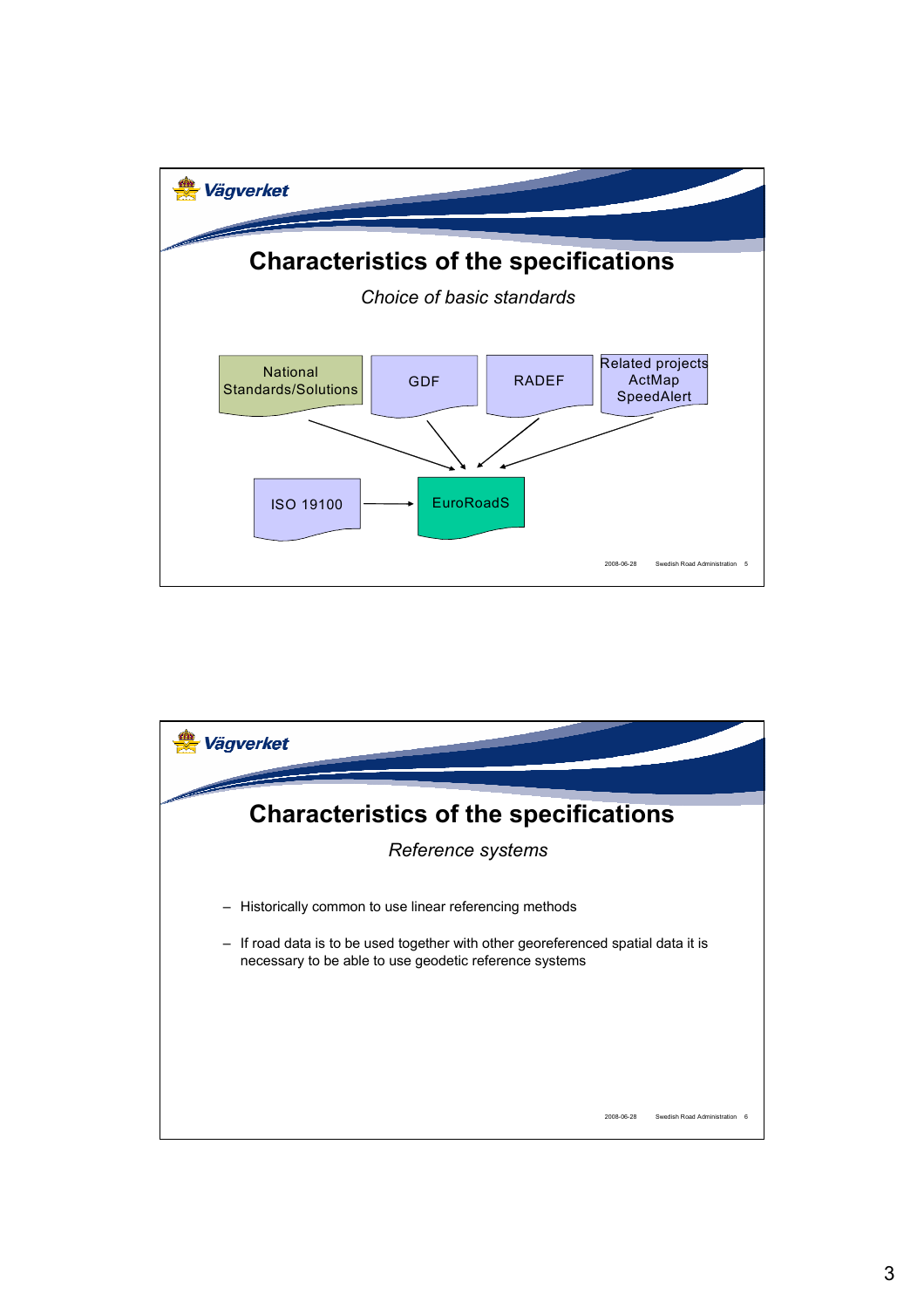## Characteristics of the specifications

*Choice of basic standards*

National Standards/Solutions

GDF

RADEF

Related projects ActMap SpeedAlert

ISO 19100

EuroRoadS

2008-06-28 Swedish Road Administration 5

## Characteristics of the specifications

*Reference systems*

- Historically common to use linear referencing methods
- If road data is to be used together with other georeferenced spatial data it is necessary to be able to use geodetic reference systems

2008-06-28 Swedish Road Administration 6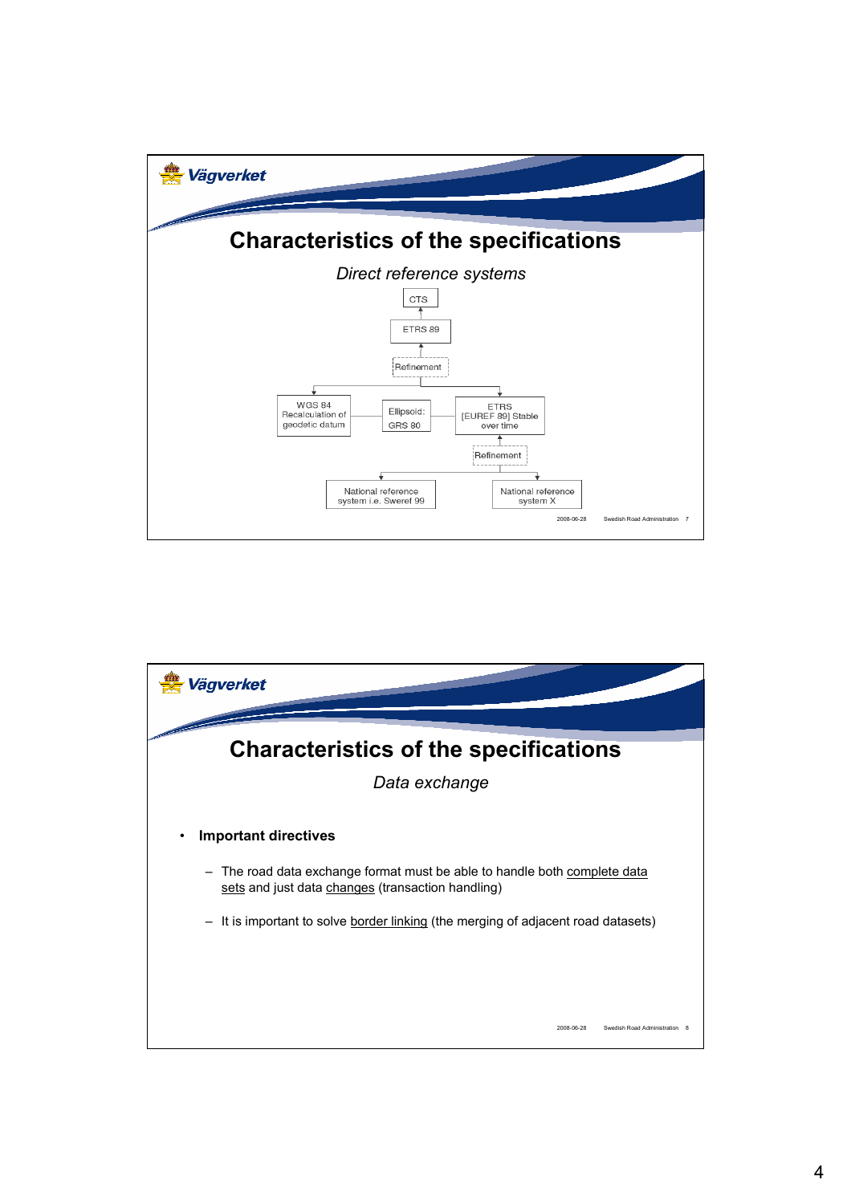# Characteristics of the specifications

*Direct reference systems*

CTS

ETRS 89

Refinement

WGS 84 Recalculation of geodetic datum

Ellipsoid: GRS 80

ETRS [EUREF 89] Stable over time

Refinement

National reference system i.e. Sweref 99

National reference system X

2008-06-28 Swedish Road Administration 7

# Characteristics of the specifications

*Data exchange*

- **Important directives**
  - The road data exchange format must be able to handle both complete data sets and just data changes (transaction handling)
  - It is important to solve border linking (the merging of adjacent road datasets)

2008-06-28 Swedish Road Administration 8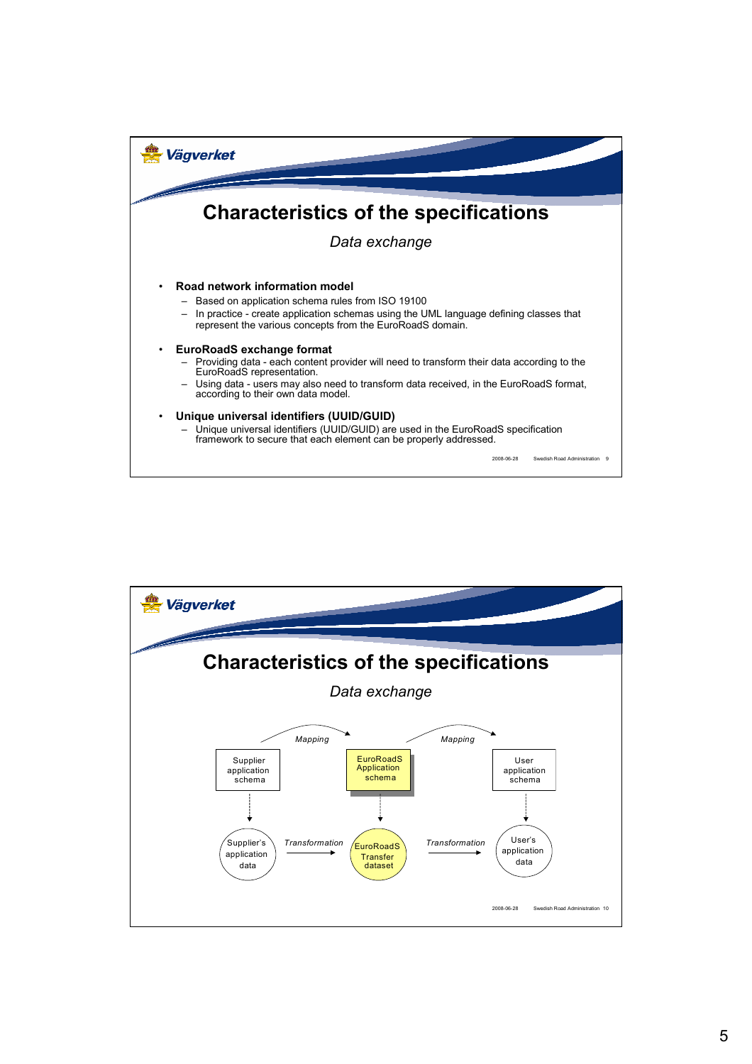## Characteristics of the specifications

*Data exchange*

- **Road network information model**
  - Based on application schema rules from ISO 19100
  - In practice - create application schemas using the UML language defining classes that represent the various concepts from the EuroRoadS domain.
- **EuroRoadS exchange format**
  - Providing data - each content provider will need to transform their data according to the EuroRoadS representation.
  - Using data - users may also need to transform data received, in the EuroRoadS format, according to their own data model.
- **Unique universal identifiers (UUID/GUID)**
  - Unique universal identifiers (UUID/GUID) are used in the EuroRoadS specification framework to secure that each element can be properly addressed.

## Characteristics of the specifications

*Data exchange*

Supplier application schema —*Mapping*→ EuroRoadS Application schema —*Mapping*→ User application schema

Supplier's application data —*Transformation*→ EuroRoadS Transfer dataset —*Transformation*→ User's application data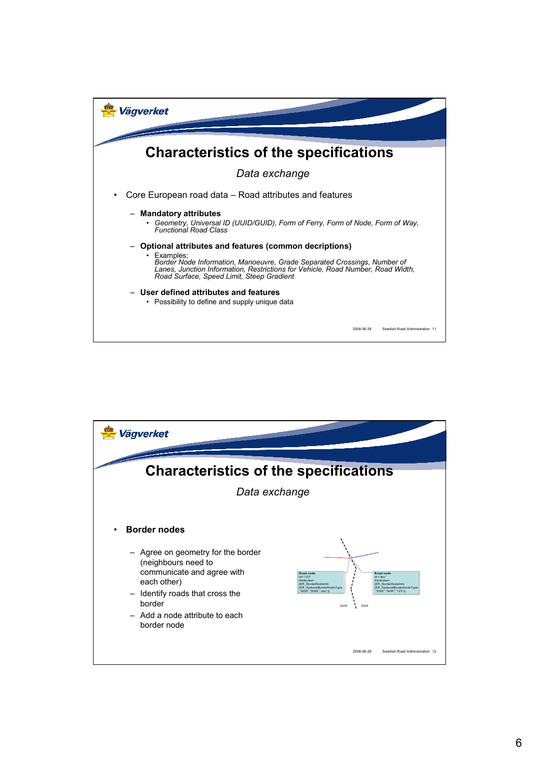## Characteristics of the specifications

*Data exchange*

- Core European road data – Road attributes and features
  - **Mandatory attributes**
    - *Geometry, Universal ID (UUID/GUID), Form of Ferry, Form of Node, Form of Way, Functional Road Class*
  - **Optional attributes and features (common decriptions)**
    - Examples;
      *Border Node Information, Manoeuvre, Grade Separated Crossings, Number of Lanes, Junction Information, Restrictions for Vehicle, Road Number, Road Width, Road Surface, Speed Limit, Steep Gradient*
  - **User defined attributes and features**
    - Possibility to define and supply unique data

## Characteristics of the specifications

*Data exchange*

- **Border nodes**
  - Agree on geometry for the border (neighbours need to communicate and agree with each other)
  - Identify roads that cross the border
  - Add a node attribute to each border node

Road node
Id="123"
Attributes=
{ER_BorderNodeInfo
{ER_NationalBorderNodeType
,"NOR","SWE","abc"}}

Road node
Id="abc"
Attributes=
{ER_BorderNodeInfo
{ER_NationalBorderNodeType
,"SWE","NOR","123"}}

NOR SWE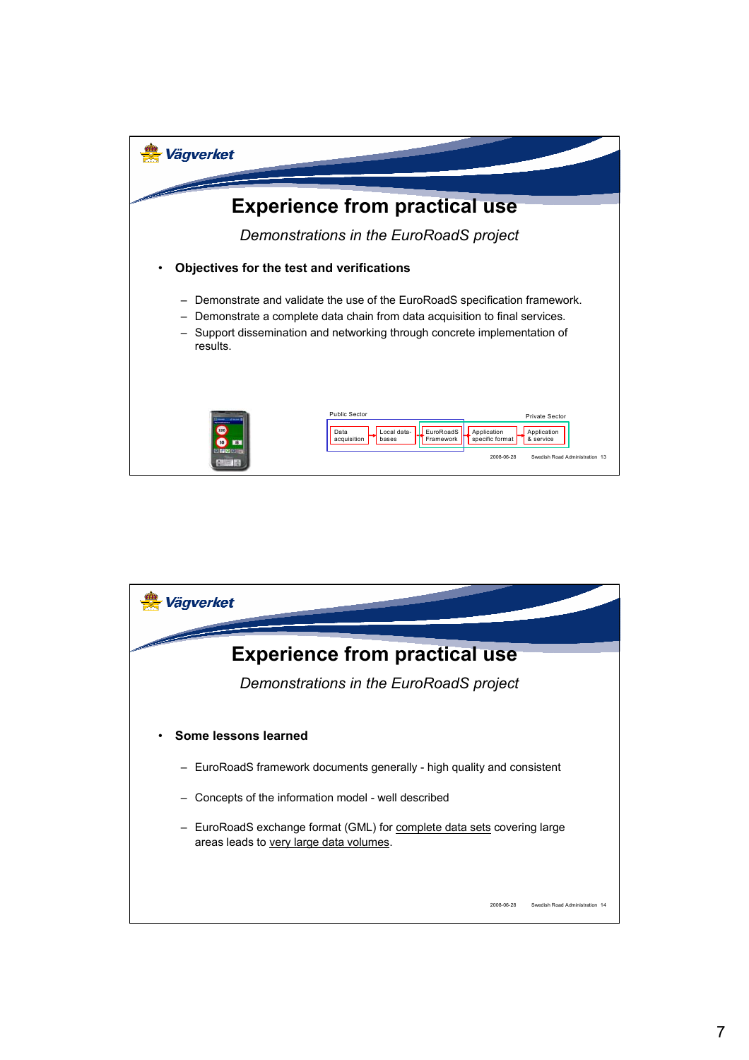## Experience from practical use

*Demonstrations in the EuroRoadS project*

- **Objectives for the test and verifications**
  - Demonstrate and validate the use of the EuroRoadS specification framework.
  - Demonstrate a complete data chain from data acquisition to final services.
  - Support dissemination and networking through concrete implementation of results.

Public Sector — Private Sector

Data acquisition → Local data-bases → EuroRoadS Framework → Application specific format → Application & service

## Experience from practical use

*Demonstrations in the EuroRoadS project*

- **Some lessons learned**
  - EuroRoadS framework documents generally - high quality and consistent
  - Concepts of the information model - well described
  - EuroRoadS exchange format (GML) for complete data sets covering large areas leads to very large data volumes.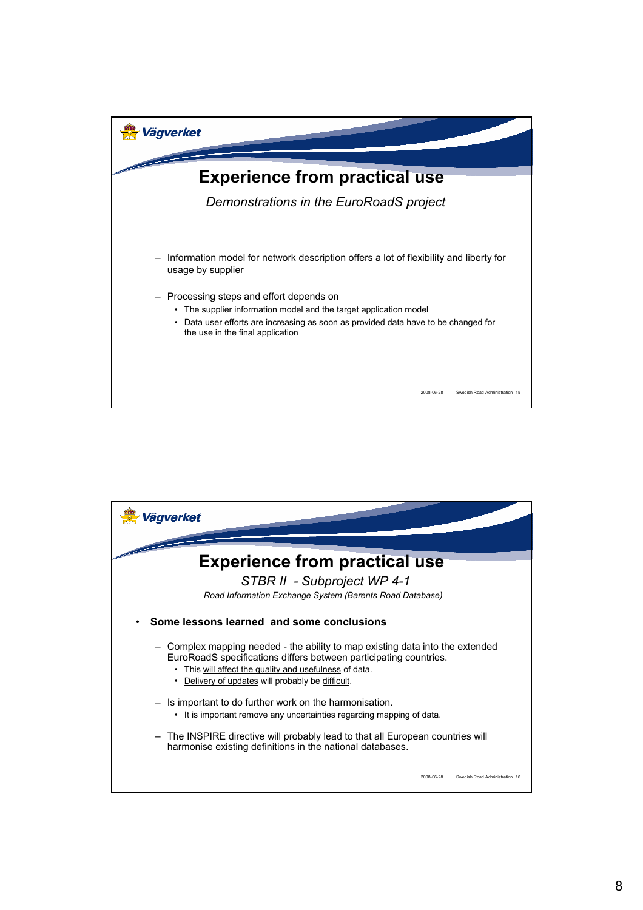## Experience from practical use

*Demonstrations in the EuroRoadS project*

- Information model for network description offers a lot of flexibility and liberty for usage by supplier
- Processing steps and effort depends on
  - The supplier information model and the target application model
  - Data user efforts are increasing as soon as provided data have to be changed for the use in the final application

2008-06-28 Swedish Road Administration 15

## Experience from practical use

*STBR II - Subproject WP 4-1*

*Road Information Exchange System (Barents Road Database)*

- **Some lessons learned and some conclusions**
  - Complex mapping needed - the ability to map existing data into the extended EuroRoadS specifications differs between participating countries.
    - This will affect the quality and usefulness of data.
    - Delivery of updates will probably be difficult.
  - Is important to do further work on the harmonisation.
    - It is important remove any uncertainties regarding mapping of data.
  - The INSPIRE directive will probably lead to that all European countries will harmonise existing definitions in the national databases.

2008-06-28 Swedish Road Administration 16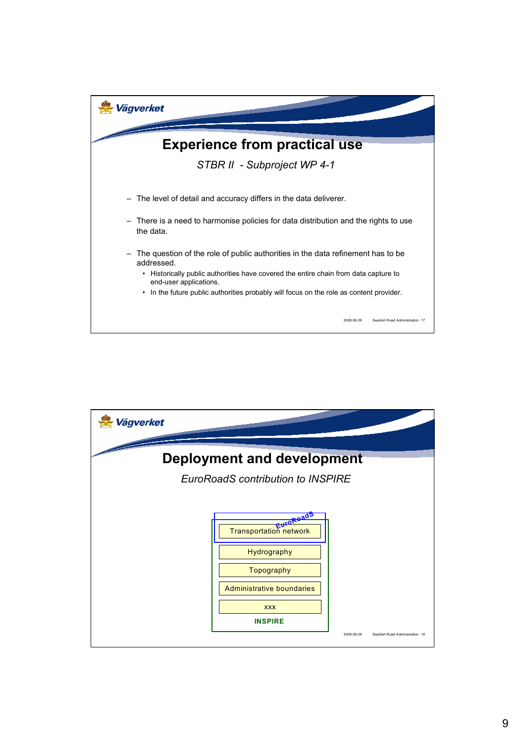# Experience from practical use

*STBR II - Subproject WP 4-1*

- The level of detail and accuracy differs in the data deliverer.
- There is a need to harmonise policies for data distribution and the rights to use the data.
- The question of the role of public authorities in the data refinement has to be addressed.
  - Historically public authorities have covered the entire chain from data capture to end-user applications.
  - In the future public authorities probably will focus on the role as content provider.

2008-06-28 Swedish Road Administration 17

# Deployment and development

*EuroRoadS contribution to INSPIRE*

EuroRoadS

- Transportation network
- Hydrography
- Topography
- Administrative boundaries
- xxx

**INSPIRE**

2008-06-28 Swedish Road Administration 18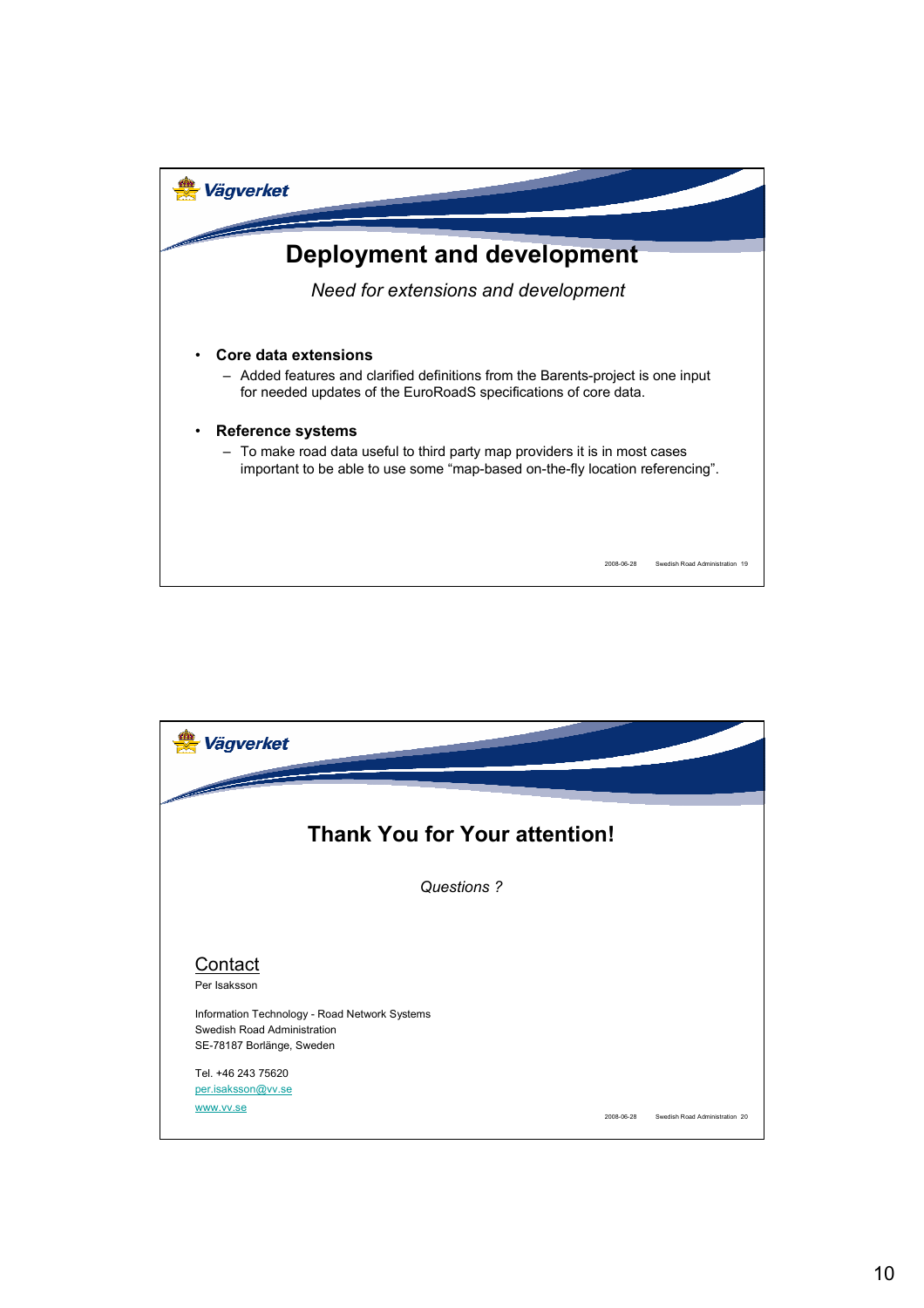# Deployment and development

*Need for extensions and development*

- **Core data extensions**
  - Added features and clarified definitions from the Barents-project is one input for needed updates of the EuroRoadS specifications of core data.
- **Reference systems**
  - To make road data useful to third party map providers it is in most cases important to be able to use some “map-based on-the-fly location referencing”.

# Thank You for Your attention!

*Questions ?*

Contact

Per Isaksson

Information Technology - Road Network Systems
Swedish Road Administration
SE-78187 Borlänge, Sweden

Tel. +46 243 75620
per.isaksson@vv.se
www.vv.se